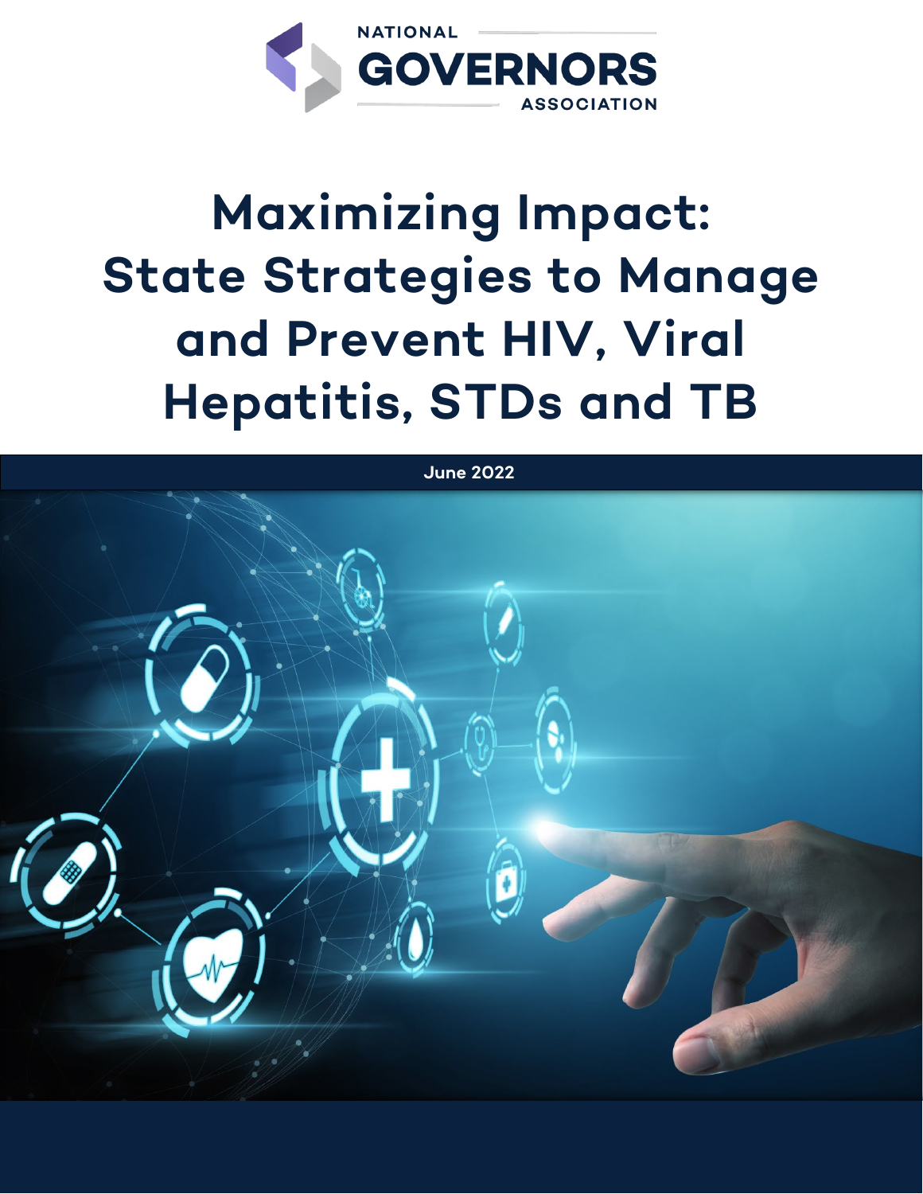NATIONAL GOVERNORS ASSOCIATION

# Maximizing Impact: State Strategies to Manage and Prevent HIV, Viral Hepatitis, STDs and TB

June 2022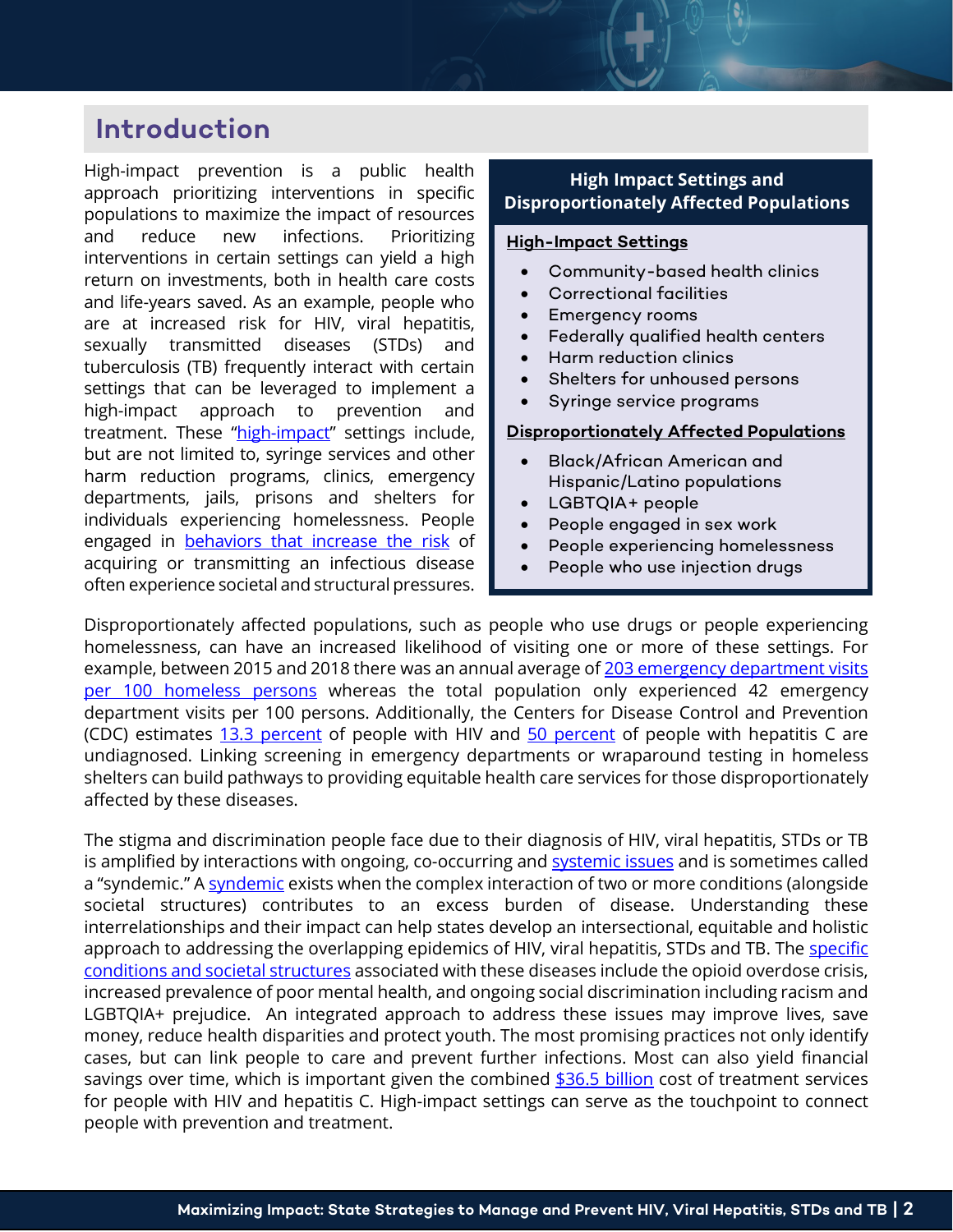## Introduction

High-impact prevention is a public health approach prioritizing interventions in specific populations to maximize the impact of resources and reduce new infections. Prioritizing interventions in certain settings can yield a high return on investments, both in health care costs and life-years saved. As an example, people who are at increased risk for HIV, viral hepatitis, sexually transmitted diseases (STDs) and tuberculosis (TB) frequently interact with certain settings that can be leveraged to implement a high-impact approach to prevention and treatment. These "high-impact" settings include, but are not limited to, syringe services and other harm reduction programs, clinics, emergency departments, jails, prisons and shelters for individuals experiencing homelessness. People engaged in behaviors that increase the risk of acquiring or transmitting an infectious disease often experience societal and structural pressures.

> **High Impact Settings and Disproportionately Affected Populations**
>
> **High-Impact Settings**
>
> - Community-based health clinics
> - Correctional facilities
> - Emergency rooms
> - Federally qualified health centers
> - Harm reduction clinics
> - Shelters for unhoused persons
> - Syringe service programs
>
> **Disproportionately Affected Populations**
>
> - Black/African American and Hispanic/Latino populations
> - LGBTQIA+ people
> - People engaged in sex work
> - People experiencing homelessness
> - People who use injection drugs

Disproportionately affected populations, such as people who use drugs or people experiencing homelessness, can have an increased likelihood of visiting one or more of these settings. For example, between 2015 and 2018 there was an annual average of 203 emergency department visits per 100 homeless persons whereas the total population only experienced 42 emergency department visits per 100 persons. Additionally, the Centers for Disease Control and Prevention (CDC) estimates 13.3 percent of people with HIV and 50 percent of people with hepatitis C are undiagnosed. Linking screening in emergency departments or wraparound testing in homeless shelters can build pathways to providing equitable health care services for those disproportionately affected by these diseases.

The stigma and discrimination people face due to their diagnosis of HIV, viral hepatitis, STDs or TB is amplified by interactions with ongoing, co-occurring and systemic issues and is sometimes called a "syndemic." A syndemic exists when the complex interaction of two or more conditions (alongside societal structures) contributes to an excess burden of disease. Understanding these interrelationships and their impact can help states develop an intersectional, equitable and holistic approach to addressing the overlapping epidemics of HIV, viral hepatitis, STDs and TB. The specific conditions and societal structures associated with these diseases include the opioid overdose crisis, increased prevalence of poor mental health, and ongoing social discrimination including racism and LGBTQIA+ prejudice. An integrated approach to address these issues may improve lives, save money, reduce health disparities and protect youth. The most promising practices not only identify cases, but can link people to care and prevent further infections. Most can also yield financial savings over time, which is important given the combined $36.5 billion cost of treatment services for people with HIV and hepatitis C. High-impact settings can serve as the touchpoint to connect people with prevention and treatment.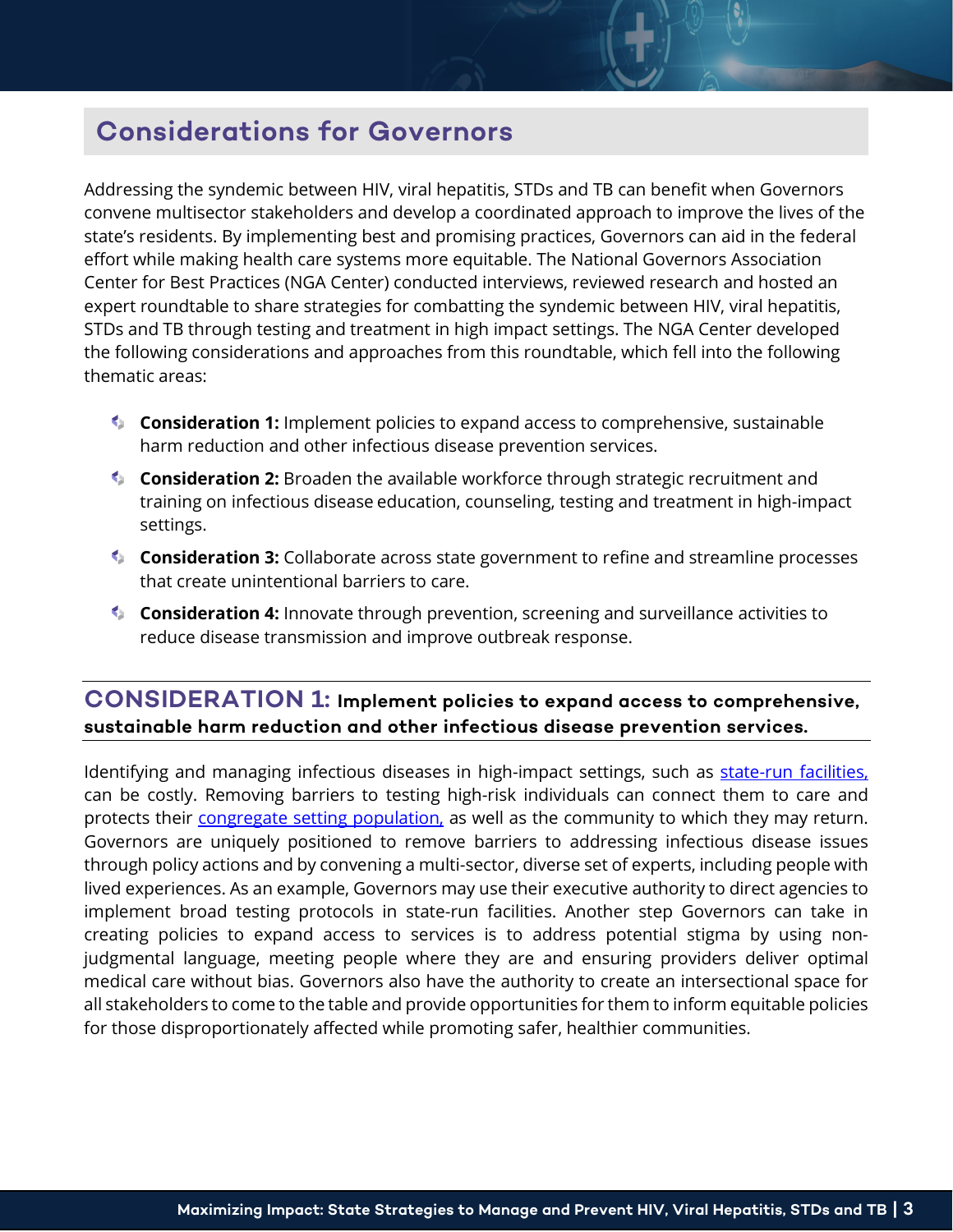## Considerations for Governors

Addressing the syndemic between HIV, viral hepatitis, STDs and TB can benefit when Governors convene multisector stakeholders and develop a coordinated approach to improve the lives of the state's residents. By implementing best and promising practices, Governors can aid in the federal effort while making health care systems more equitable. The National Governors Association Center for Best Practices (NGA Center) conducted interviews, reviewed research and hosted an expert roundtable to share strategies for combatting the syndemic between HIV, viral hepatitis, STDs and TB through testing and treatment in high impact settings. The NGA Center developed the following considerations and approaches from this roundtable, which fell into the following thematic areas:

- **Consideration 1:** Implement policies to expand access to comprehensive, sustainable harm reduction and other infectious disease prevention services.
- **Consideration 2:** Broaden the available workforce through strategic recruitment and training on infectious disease education, counseling, testing and treatment in high-impact settings.
- **Consideration 3:** Collaborate across state government to refine and streamline processes that create unintentional barriers to care.
- **Consideration 4:** Innovate through prevention, screening and surveillance activities to reduce disease transmission and improve outbreak response.

## CONSIDERATION 1: Implement policies to expand access to comprehensive, sustainable harm reduction and other infectious disease prevention services.

Identifying and managing infectious diseases in high-impact settings, such as [state-run facilities,](#) can be costly. Removing barriers to testing high-risk individuals can connect them to care and protects their [congregate setting population,](#) as well as the community to which they may return. Governors are uniquely positioned to remove barriers to addressing infectious disease issues through policy actions and by convening a multi-sector, diverse set of experts, including people with lived experiences. As an example, Governors may use their executive authority to direct agencies to implement broad testing protocols in state-run facilities. Another step Governors can take in creating policies to expand access to services is to address potential stigma by using non-judgmental language, meeting people where they are and ensuring providers deliver optimal medical care without bias. Governors also have the authority to create an intersectional space for all stakeholders to come to the table and provide opportunities for them to inform equitable policies for those disproportionately affected while promoting safer, healthier communities.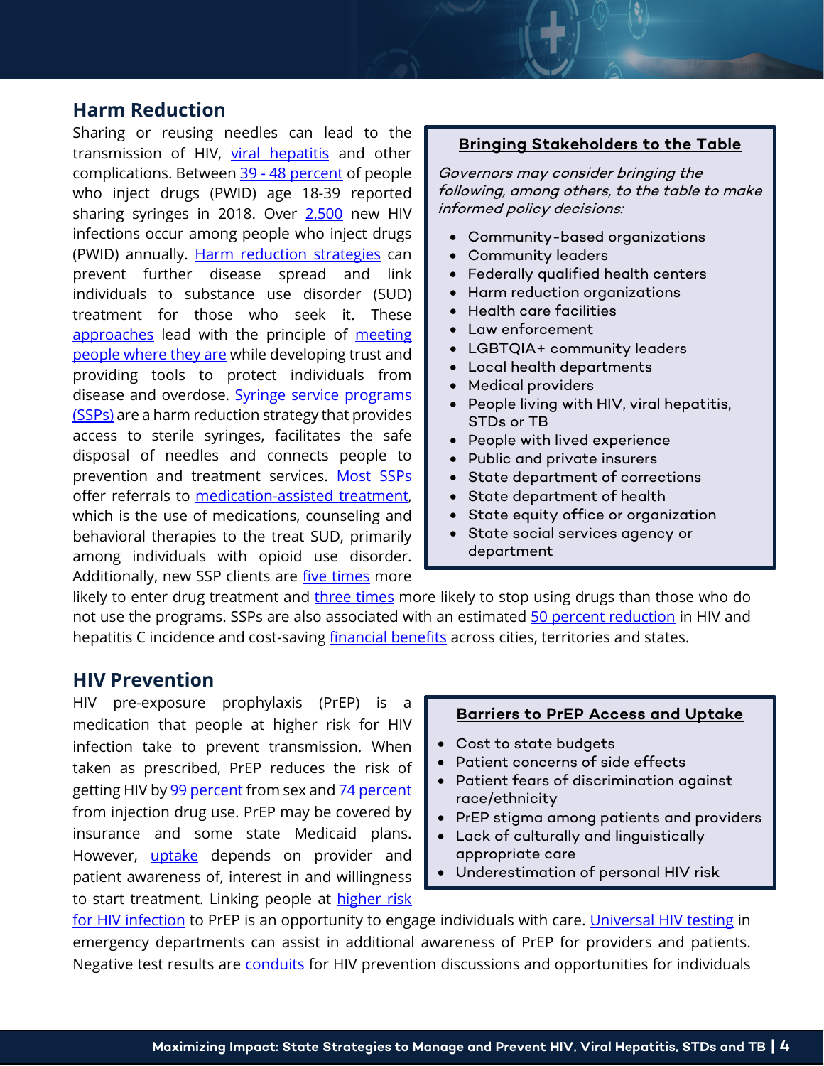## Harm Reduction

Sharing or reusing needles can lead to the transmission of HIV, viral hepatitis and other complications. Between 39 - 48 percent of people who inject drugs (PWID) age 18-39 reported sharing syringes in 2018. Over 2,500 new HIV infections occur among people who inject drugs (PWID) annually. Harm reduction strategies can prevent further disease spread and link individuals to substance use disorder (SUD) treatment for those who seek it. These approaches lead with the principle of meeting people where they are while developing trust and providing tools to protect individuals from disease and overdose. Syringe service programs (SSPs) are a harm reduction strategy that provides access to sterile syringes, facilitates the safe disposal of needles and connects people to prevention and treatment services. Most SSPs offer referrals to medication-assisted treatment, which is the use of medications, counseling and behavioral therapies to the treat SUD, primarily among individuals with opioid use disorder. Additionally, new SSP clients are five times more likely to enter drug treatment and three times more likely to stop using drugs than those who do not use the programs. SSPs are also associated with an estimated 50 percent reduction in HIV and hepatitis C incidence and cost-saving financial benefits across cities, territories and states.

> **Bringing Stakeholders to the Table**
>
> *Governors may consider bringing the following, among others, to the table to make informed policy decisions:*
>
> - Community-based organizations
> - Community leaders
> - Federally qualified health centers
> - Harm reduction organizations
> - Health care facilities
> - Law enforcement
> - LGBTQIA+ community leaders
> - Local health departments
> - Medical providers
> - People living with HIV, viral hepatitis, STDs or TB
> - People with lived experience
> - Public and private insurers
> - State department of corrections
> - State department of health
> - State equity office or organization
> - State social services agency or department

## HIV Prevention

HIV pre-exposure prophylaxis (PrEP) is a medication that people at higher risk for HIV infection take to prevent transmission. When taken as prescribed, PrEP reduces the risk of getting HIV by 99 percent from sex and 74 percent from injection drug use. PrEP may be covered by insurance and some state Medicaid plans. However, uptake depends on provider and patient awareness of, interest in and willingness to start treatment. Linking people at higher risk for HIV infection to PrEP is an opportunity to engage individuals with care. Universal HIV testing in emergency departments can assist in additional awareness of PrEP for providers and patients. Negative test results are conduits for HIV prevention discussions and opportunities for individuals

> **Barriers to PrEP Access and Uptake**
>
> - Cost to state budgets
> - Patient concerns of side effects
> - Patient fears of discrimination against race/ethnicity
> - PrEP stigma among patients and providers
> - Lack of culturally and linguistically appropriate care
> - Underestimation of personal HIV risk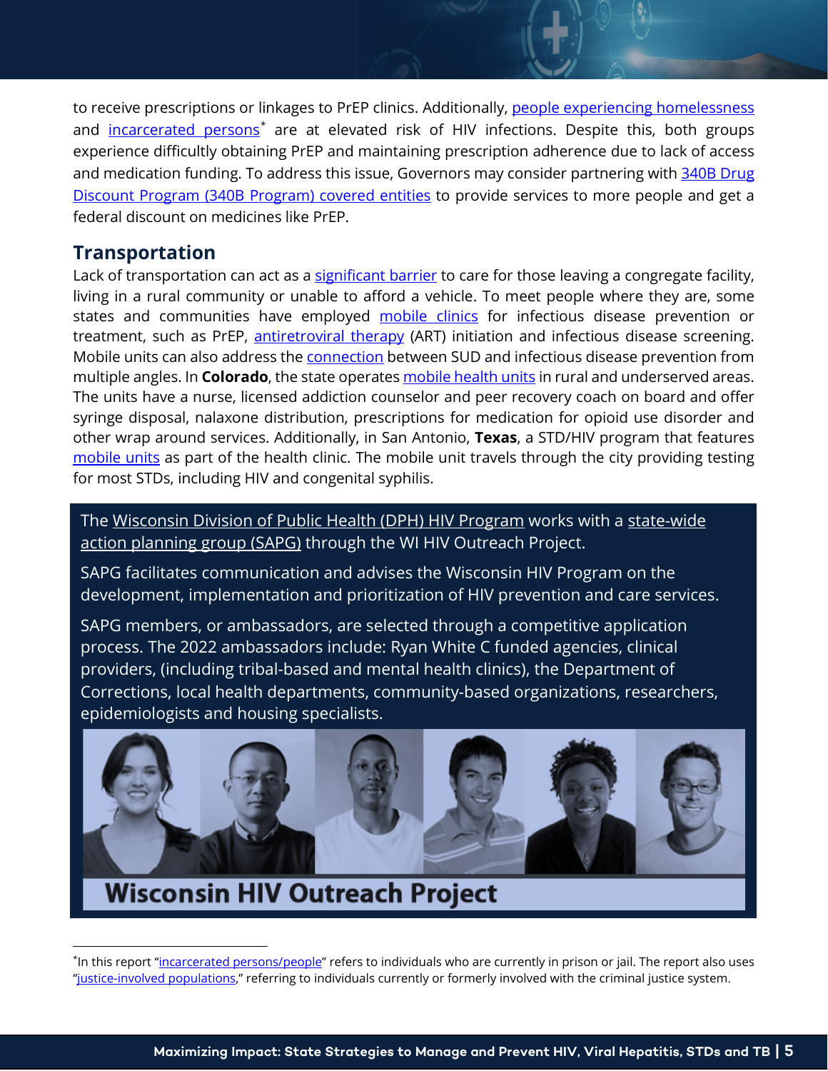to receive prescriptions or linkages to PrEP clinics. Additionally, people experiencing homelessness and incarcerated persons[*] are at elevated risk of HIV infections. Despite this, both groups experience difficultly obtaining PrEP and maintaining prescription adherence due to lack of access and medication funding. To address this issue, Governors may consider partnering with 340B Drug Discount Program (340B Program) covered entities to provide services to more people and get a federal discount on medicines like PrEP.

## Transportation

Lack of transportation can act as a significant barrier to care for those leaving a congregate facility, living in a rural community or unable to afford a vehicle. To meet people where they are, some states and communities have employed mobile clinics for infectious disease prevention or treatment, such as PrEP, antiretroviral therapy (ART) initiation and infectious disease screening. Mobile units can also address the connection between SUD and infectious disease prevention from multiple angles. In **Colorado**, the state operates mobile health units in rural and underserved areas. The units have a nurse, licensed addiction counselor and peer recovery coach on board and offer syringe disposal, nalaxone distribution, prescriptions for medication for opioid use disorder and other wrap around services. Additionally, in San Antonio, **Texas**, a STD/HIV program that features mobile units as part of the health clinic. The mobile unit travels through the city providing testing for most STDs, including HIV and congenital syphilis.

The Wisconsin Division of Public Health (DPH) HIV Program works with a state-wide action planning group (SAPG) through the WI HIV Outreach Project.

SAPG facilitates communication and advises the Wisconsin HIV Program on the development, implementation and prioritization of HIV prevention and care services.

SAPG members, or ambassadors, are selected through a competitive application process. The 2022 ambassadors include: Ryan White C funded agencies, clinical providers, (including tribal-based and mental health clinics), the Department of Corrections, local health departments, community-based organizations, researchers, epidemiologists and housing specialists.

Wisconsin HIV Outreach Project

---

[*] In this report "incarcerated persons/people" refers to individuals who are currently in prison or jail. The report also uses "justice-involved populations," referring to individuals currently or formerly involved with the criminal justice system.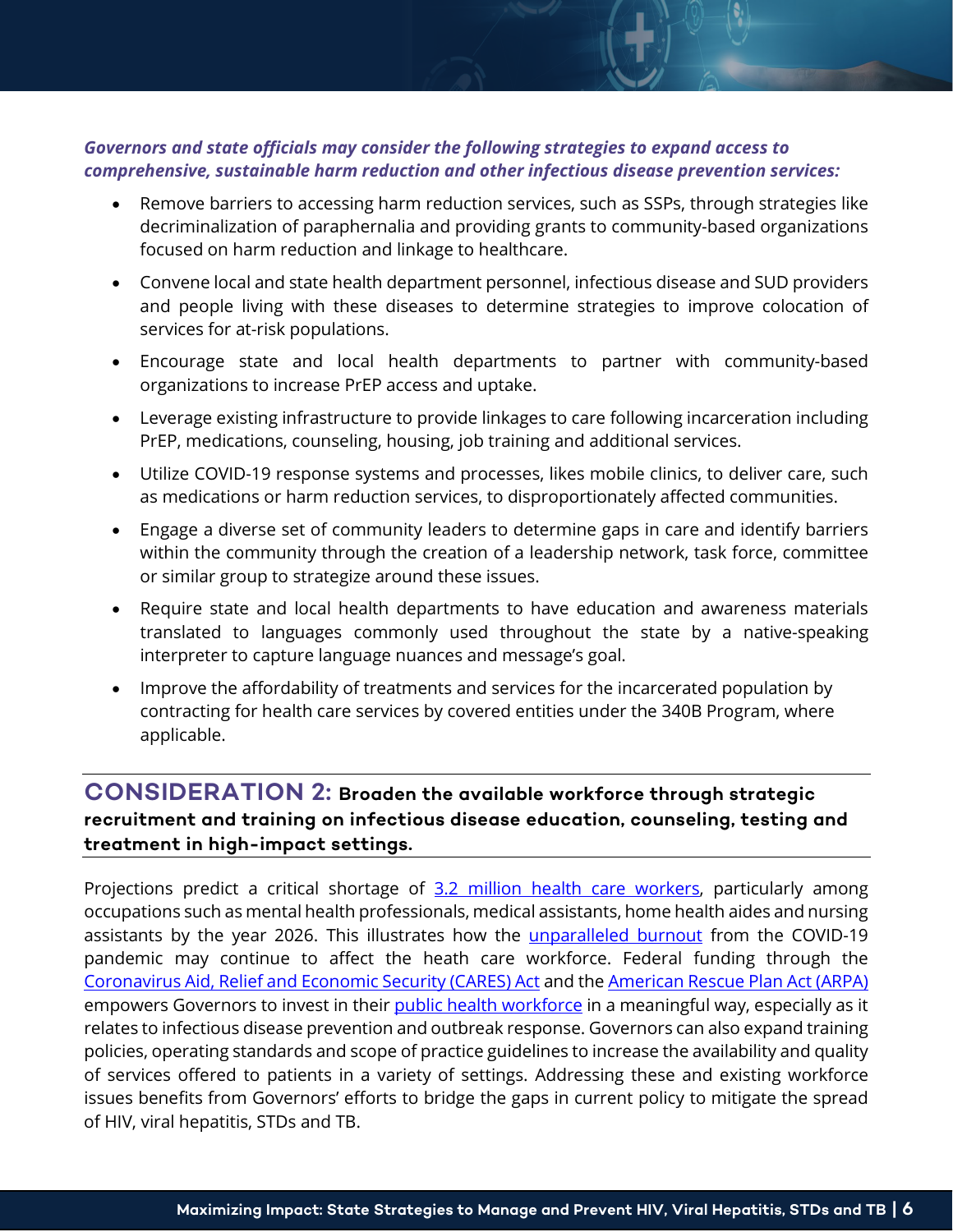***Governors and state officials may consider the following strategies to expand access to comprehensive, sustainable harm reduction and other infectious disease prevention services:***

- Remove barriers to accessing harm reduction services, such as SSPs, through strategies like decriminalization of paraphernalia and providing grants to community-based organizations focused on harm reduction and linkage to healthcare.
- Convene local and state health department personnel, infectious disease and SUD providers and people living with these diseases to determine strategies to improve colocation of services for at-risk populations.
- Encourage state and local health departments to partner with community-based organizations to increase PrEP access and uptake.
- Leverage existing infrastructure to provide linkages to care following incarceration including PrEP, medications, counseling, housing, job training and additional services.
- Utilize COVID-19 response systems and processes, likes mobile clinics, to deliver care, such as medications or harm reduction services, to disproportionately affected communities.
- Engage a diverse set of community leaders to determine gaps in care and identify barriers within the community through the creation of a leadership network, task force, committee or similar group to strategize around these issues.
- Require state and local health departments to have education and awareness materials translated to languages commonly used throughout the state by a native-speaking interpreter to capture language nuances and message's goal.
- Improve the affordability of treatments and services for the incarcerated population by contracting for health care services by covered entities under the 340B Program, where applicable.

## CONSIDERATION 2: Broaden the available workforce through strategic recruitment and training on infectious disease education, counseling, testing and treatment in high-impact settings.

Projections predict a critical shortage of 3.2 million health care workers, particularly among occupations such as mental health professionals, medical assistants, home health aides and nursing assistants by the year 2026. This illustrates how the unparalleled burnout from the COVID-19 pandemic may continue to affect the heath care workforce. Federal funding through the Coronavirus Aid, Relief and Economic Security (CARES) Act and the American Rescue Plan Act (ARPA) empowers Governors to invest in their public health workforce in a meaningful way, especially as it relates to infectious disease prevention and outbreak response. Governors can also expand training policies, operating standards and scope of practice guidelines to increase the availability and quality of services offered to patients in a variety of settings. Addressing these and existing workforce issues benefits from Governors' efforts to bridge the gaps in current policy to mitigate the spread of HIV, viral hepatitis, STDs and TB.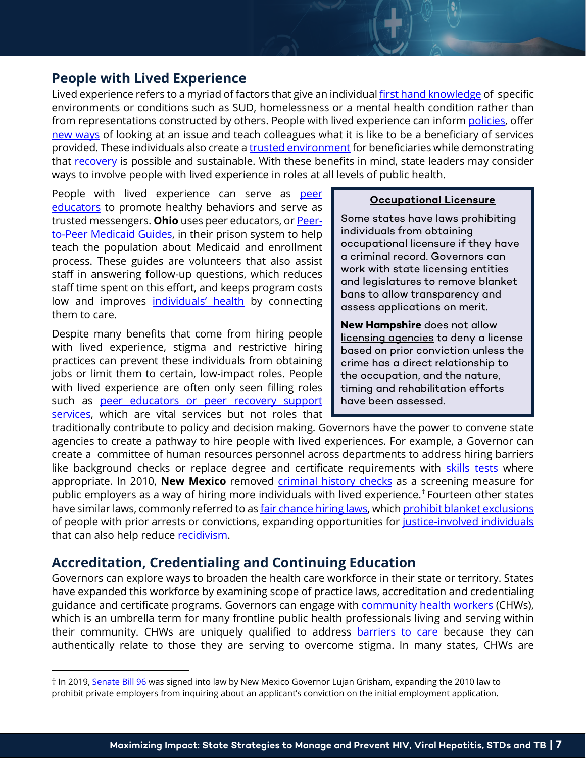## People with Lived Experience

Lived experience refers to a myriad of factors that give an individual first hand knowledge of specific environments or conditions such as SUD, homelessness or a mental health condition rather than from representations constructed by others. People with lived experience can inform policies, offer new ways of looking at an issue and teach colleagues what it is like to be a beneficiary of services provided. These individuals also create a trusted environment for beneficiaries while demonstrating that recovery is possible and sustainable. With these benefits in mind, state leaders may consider ways to involve people with lived experience in roles at all levels of public health.

People with lived experience can serve as peer educators to promote healthy behaviors and serve as trusted messengers. **Ohio** uses peer educators, or Peer-to-Peer Medicaid Guides, in their prison system to help teach the population about Medicaid and enrollment process. These guides are volunteers that also assist staff in answering follow-up questions, which reduces staff time spent on this effort, and keeps program costs low and improves individuals' health by connecting them to care.

Despite many benefits that come from hiring people with lived experience, stigma and restrictive hiring practices can prevent these individuals from obtaining jobs or limit them to certain, low-impact roles. People with lived experience are often only seen filling roles such as peer educators or peer recovery support services, which are vital services but not roles that traditionally contribute to policy and decision making. Governors have the power to convene state agencies to create a pathway to hire people with lived experiences. For example, a Governor can create a committee of human resources personnel across departments to address hiring barriers like background checks or replace degree and certificate requirements with skills tests where appropriate. In 2010, **New Mexico** removed criminal history checks as a screening measure for public employers as a way of hiring more individuals with lived experience.† Fourteen other states have similar laws, commonly referred to as fair chance hiring laws, which prohibit blanket exclusions of people with prior arrests or convictions, expanding opportunities for justice-involved individuals that can also help reduce recidivism.

> **Occupational Licensure**
>
> Some states have laws prohibiting individuals from obtaining occupational licensure if they have a criminal record. Governors can work with state licensing entities and legislatures to remove blanket bans to allow transparency and assess applications on merit.
>
> **New Hampshire** does not allow licensing agencies to deny a license based on prior conviction unless the crime has a direct relationship to the occupation, and the nature, timing and rehabilitation efforts have been assessed.

## Accreditation, Credentialing and Continuing Education

Governors can explore ways to broaden the health care workforce in their state or territory. States have expanded this workforce by examining scope of practice laws, accreditation and credentialing guidance and certificate programs. Governors can engage with community health workers (CHWs), which is an umbrella term for many frontline public health professionals living and serving within their community. CHWs are uniquely qualified to address barriers to care because they can authentically relate to those they are serving to overcome stigma. In many states, CHWs are

† In 2019, Senate Bill 96 was signed into law by New Mexico Governor Lujan Grisham, expanding the 2010 law to prohibit private employers from inquiring about an applicant's conviction on the initial employment application.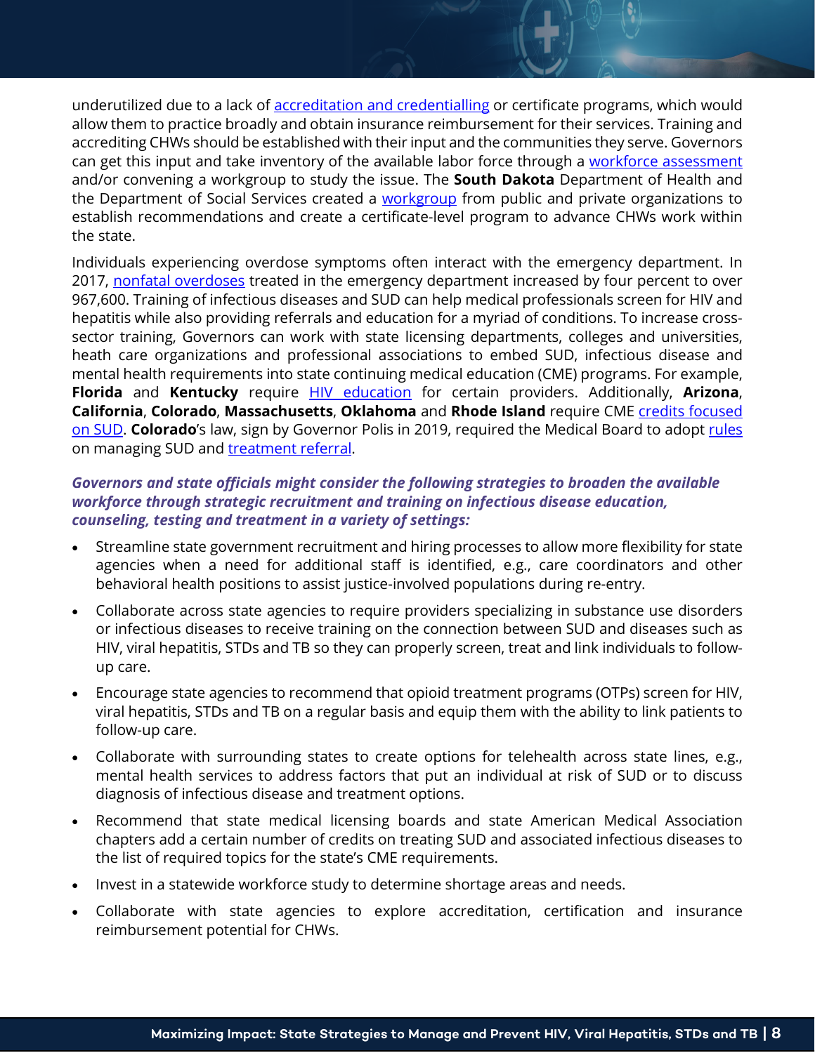underutilized due to a lack of accreditation and credentialling or certificate programs, which would allow them to practice broadly and obtain insurance reimbursement for their services. Training and accrediting CHWs should be established with their input and the communities they serve. Governors can get this input and take inventory of the available labor force through a workforce assessment and/or convening a workgroup to study the issue. The **South Dakota** Department of Health and the Department of Social Services created a workgroup from public and private organizations to establish recommendations and create a certificate-level program to advance CHWs work within the state.

Individuals experiencing overdose symptoms often interact with the emergency department. In 2017, nonfatal overdoses treated in the emergency department increased by four percent to over 967,600. Training of infectious diseases and SUD can help medical professionals screen for HIV and hepatitis while also providing referrals and education for a myriad of conditions. To increase cross-sector training, Governors can work with state licensing departments, colleges and universities, heath care organizations and professional associations to embed SUD, infectious disease and mental health requirements into state continuing medical education (CME) programs. For example, **Florida** and **Kentucky** require HIV education for certain providers. Additionally, **Arizona**, **California**, **Colorado**, **Massachusetts**, **Oklahoma** and **Rhode Island** require CME credits focused on SUD. **Colorado**'s law, sign by Governor Polis in 2019, required the Medical Board to adopt rules on managing SUD and treatment referral.

***Governors and state officials might consider the following strategies to broaden the available workforce through strategic recruitment and training on infectious disease education, counseling, testing and treatment in a variety of settings:***

- Streamline state government recruitment and hiring processes to allow more flexibility for state agencies when a need for additional staff is identified, e.g., care coordinators and other behavioral health positions to assist justice-involved populations during re-entry.
- Collaborate across state agencies to require providers specializing in substance use disorders or infectious diseases to receive training on the connection between SUD and diseases such as HIV, viral hepatitis, STDs and TB so they can properly screen, treat and link individuals to follow-up care.
- Encourage state agencies to recommend that opioid treatment programs (OTPs) screen for HIV, viral hepatitis, STDs and TB on a regular basis and equip them with the ability to link patients to follow-up care.
- Collaborate with surrounding states to create options for telehealth across state lines, e.g., mental health services to address factors that put an individual at risk of SUD or to discuss diagnosis of infectious disease and treatment options.
- Recommend that state medical licensing boards and state American Medical Association chapters add a certain number of credits on treating SUD and associated infectious diseases to the list of required topics for the state's CME requirements.
- Invest in a statewide workforce study to determine shortage areas and needs.
- Collaborate with state agencies to explore accreditation, certification and insurance reimbursement potential for CHWs.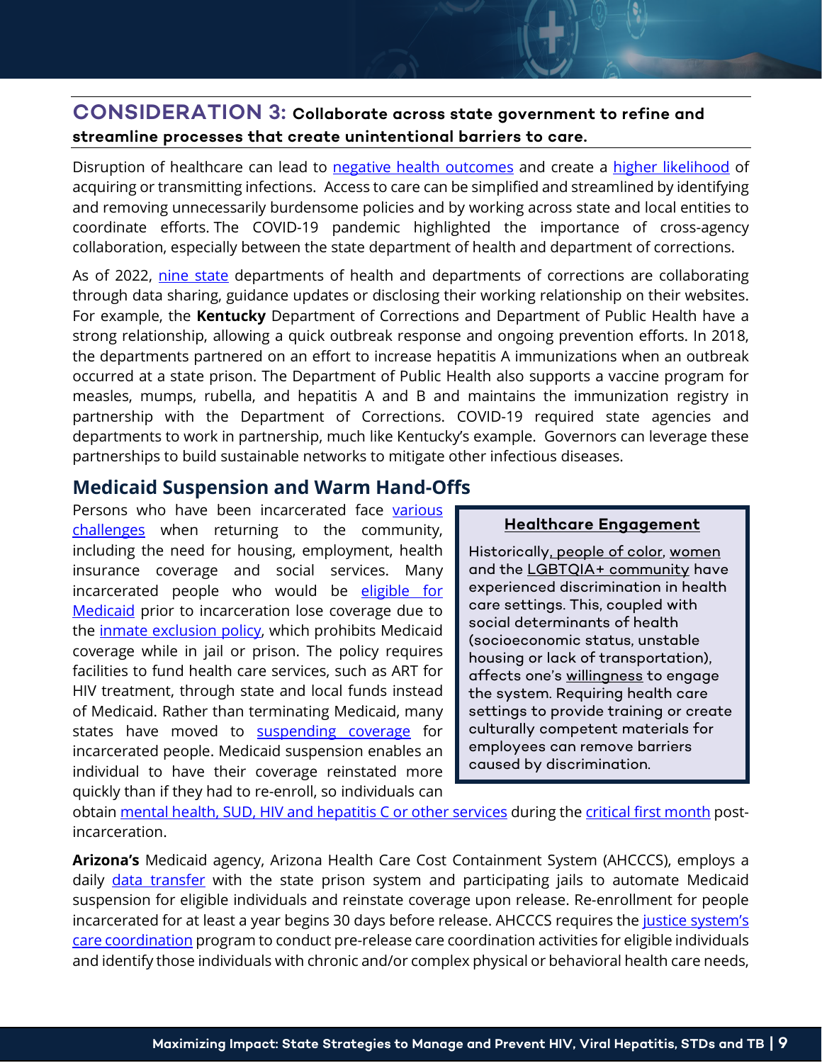## CONSIDERATION 3: Collaborate across state government to refine and streamline processes that create unintentional barriers to care.

Disruption of healthcare can lead to negative health outcomes and create a higher likelihood of acquiring or transmitting infections. Access to care can be simplified and streamlined by identifying and removing unnecessarily burdensome policies and by working across state and local entities to coordinate efforts. The COVID-19 pandemic highlighted the importance of cross-agency collaboration, especially between the state department of health and department of corrections.

As of 2022, nine state departments of health and departments of corrections are collaborating through data sharing, guidance updates or disclosing their working relationship on their websites. For example, the **Kentucky** Department of Corrections and Department of Public Health have a strong relationship, allowing a quick outbreak response and ongoing prevention efforts. In 2018, the departments partnered on an effort to increase hepatitis A immunizations when an outbreak occurred at a state prison. The Department of Public Health also supports a vaccine program for measles, mumps, rubella, and hepatitis A and B and maintains the immunization registry in partnership with the Department of Corrections. COVID-19 required state agencies and departments to work in partnership, much like Kentucky's example. Governors can leverage these partnerships to build sustainable networks to mitigate other infectious diseases.

### Medicaid Suspension and Warm Hand-Offs

Persons who have been incarcerated face various challenges when returning to the community, including the need for housing, employment, health insurance coverage and social services. Many incarcerated people who would be eligible for Medicaid prior to incarceration lose coverage due to the inmate exclusion policy, which prohibits Medicaid coverage while in jail or prison. The policy requires facilities to fund health care services, such as ART for HIV treatment, through state and local funds instead of Medicaid. Rather than terminating Medicaid, many states have moved to suspending coverage for incarcerated people. Medicaid suspension enables an individual to have their coverage reinstated more quickly than if they had to re-enroll, so individuals can obtain mental health, SUD, HIV and hepatitis C or other services during the critical first month post-incarceration.

> **Healthcare Engagement**
>
> Historically, people of color, women and the LGBTQIA+ community have experienced discrimination in health care settings. This, coupled with social determinants of health (socioeconomic status, unstable housing or lack of transportation), affects one's willingness to engage the system. Requiring health care settings to provide training or create culturally competent materials for employees can remove barriers caused by discrimination.

**Arizona's** Medicaid agency, Arizona Health Care Cost Containment System (AHCCCS), employs a daily data transfer with the state prison system and participating jails to automate Medicaid suspension for eligible individuals and reinstate coverage upon release. Re-enrollment for people incarcerated for at least a year begins 30 days before release. AHCCCS requires the justice system's care coordination program to conduct pre-release care coordination activities for eligible individuals and identify those individuals with chronic and/or complex physical or behavioral health care needs,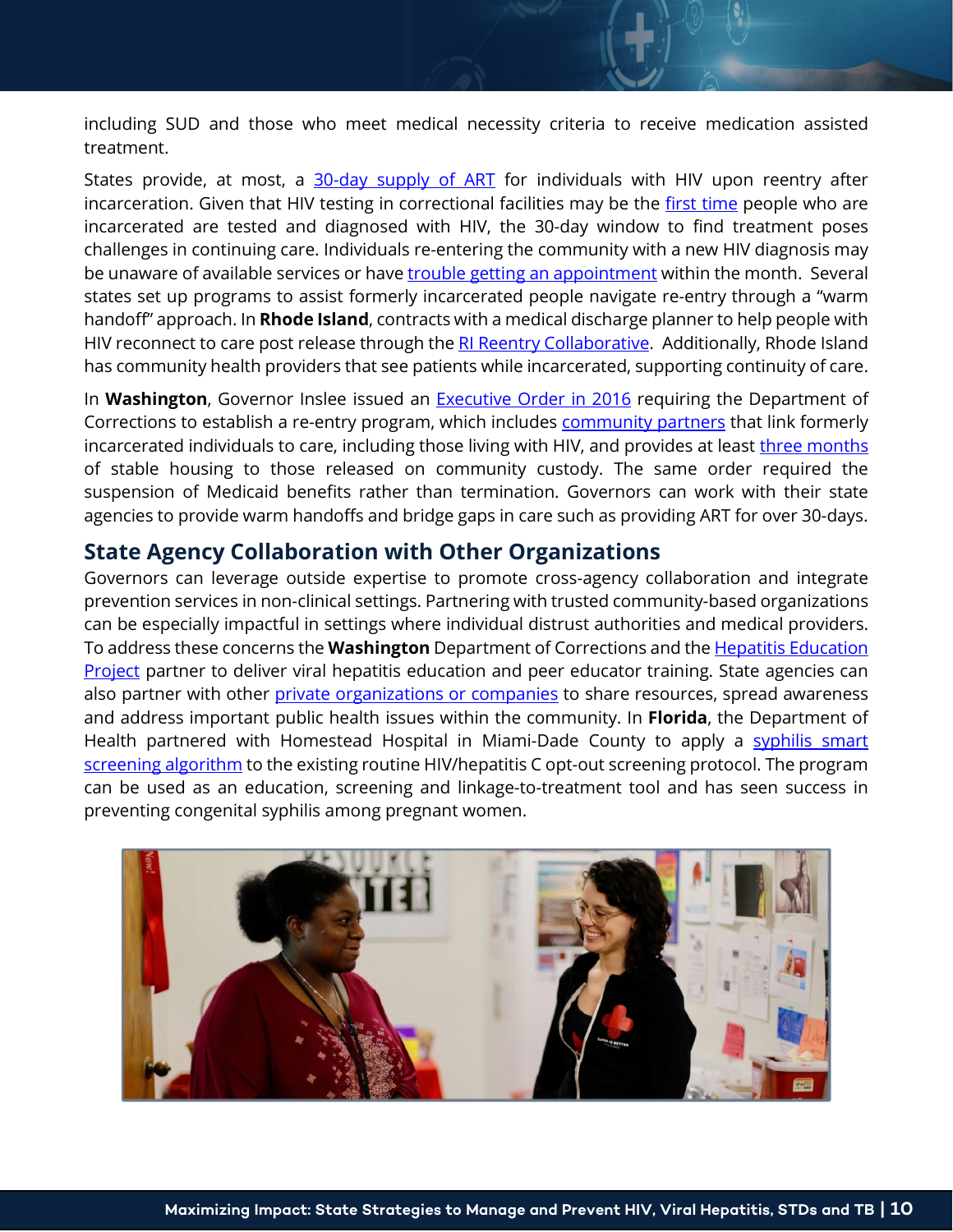including SUD and those who meet medical necessity criteria to receive medication assisted treatment.

States provide, at most, a 30-day supply of ART for individuals with HIV upon reentry after incarceration. Given that HIV testing in correctional facilities may be the first time people who are incarcerated are tested and diagnosed with HIV, the 30-day window to find treatment poses challenges in continuing care. Individuals re-entering the community with a new HIV diagnosis may be unaware of available services or have trouble getting an appointment within the month. Several states set up programs to assist formerly incarcerated people navigate re-entry through a "warm handoff" approach. In **Rhode Island**, contracts with a medical discharge planner to help people with HIV reconnect to care post release through the RI Reentry Collaborative. Additionally, Rhode Island has community health providers that see patients while incarcerated, supporting continuity of care.

In **Washington**, Governor Inslee issued an Executive Order in 2016 requiring the Department of Corrections to establish a re-entry program, which includes community partners that link formerly incarcerated individuals to care, including those living with HIV, and provides at least three months of stable housing to those released on community custody. The same order required the suspension of Medicaid benefits rather than termination. Governors can work with their state agencies to provide warm handoffs and bridge gaps in care such as providing ART for over 30-days.

## State Agency Collaboration with Other Organizations

Governors can leverage outside expertise to promote cross-agency collaboration and integrate prevention services in non-clinical settings. Partnering with trusted community-based organizations can be especially impactful in settings where individual distrust authorities and medical providers. To address these concerns the **Washington** Department of Corrections and the Hepatitis Education Project partner to deliver viral hepatitis education and peer educator training. State agencies can also partner with other private organizations or companies to share resources, spread awareness and address important public health issues within the community. In **Florida**, the Department of Health partnered with Homestead Hospital in Miami-Dade County to apply a syphilis smart screening algorithm to the existing routine HIV/hepatitis C opt-out screening protocol. The program can be used as an education, screening and linkage-to-treatment tool and has seen success in preventing congenital syphilis among pregnant women.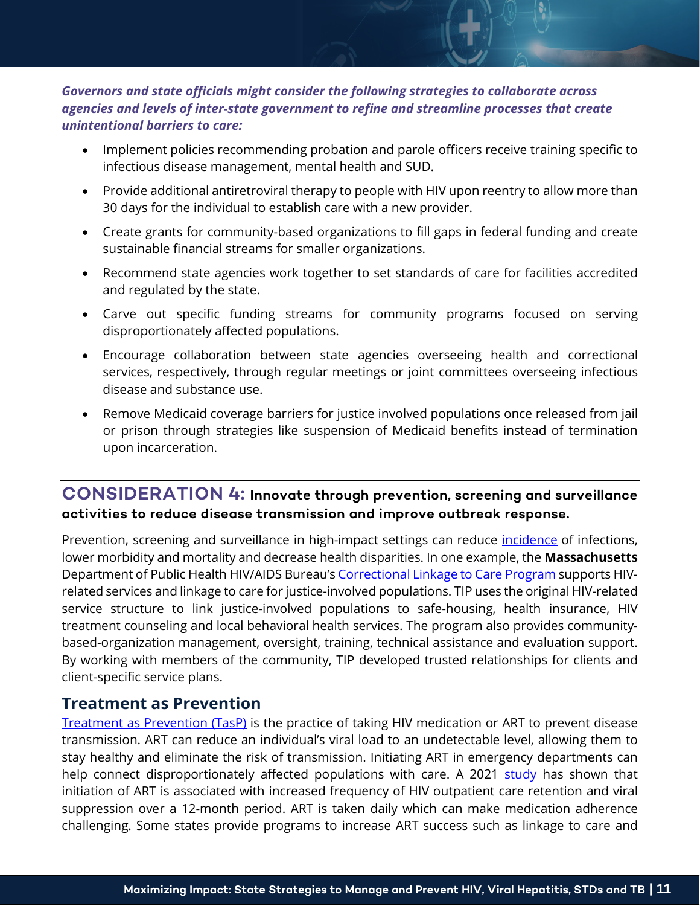***Governors and state officials might consider the following strategies to collaborate across agencies and levels of inter-state government to refine and streamline processes that create unintentional barriers to care:***

- Implement policies recommending probation and parole officers receive training specific to infectious disease management, mental health and SUD.
- Provide additional antiretroviral therapy to people with HIV upon reentry to allow more than 30 days for the individual to establish care with a new provider.
- Create grants for community-based organizations to fill gaps in federal funding and create sustainable financial streams for smaller organizations.
- Recommend state agencies work together to set standards of care for facilities accredited and regulated by the state.
- Carve out specific funding streams for community programs focused on serving disproportionately affected populations.
- Encourage collaboration between state agencies overseeing health and correctional services, respectively, through regular meetings or joint committees overseeing infectious disease and substance use.
- Remove Medicaid coverage barriers for justice involved populations once released from jail or prison through strategies like suspension of Medicaid benefits instead of termination upon incarceration.

## CONSIDERATION 4: Innovate through prevention, screening and surveillance activities to reduce disease transmission and improve outbreak response.

Prevention, screening and surveillance in high-impact settings can reduce incidence of infections, lower morbidity and mortality and decrease health disparities. In one example, the **Massachusetts** Department of Public Health HIV/AIDS Bureau's Correctional Linkage to Care Program supports HIV-related services and linkage to care for justice-involved populations. TIP uses the original HIV-related service structure to link justice-involved populations to safe-housing, health insurance, HIV treatment counseling and local behavioral health services. The program also provides community-based-organization management, oversight, training, technical assistance and evaluation support. By working with members of the community, TIP developed trusted relationships for clients and client-specific service plans.

### Treatment as Prevention

Treatment as Prevention (TasP) is the practice of taking HIV medication or ART to prevent disease transmission. ART can reduce an individual's viral load to an undetectable level, allowing them to stay healthy and eliminate the risk of transmission. Initiating ART in emergency departments can help connect disproportionately affected populations with care. A 2021 study has shown that initiation of ART is associated with increased frequency of HIV outpatient care retention and viral suppression over a 12-month period. ART is taken daily which can make medication adherence challenging. Some states provide programs to increase ART success such as linkage to care and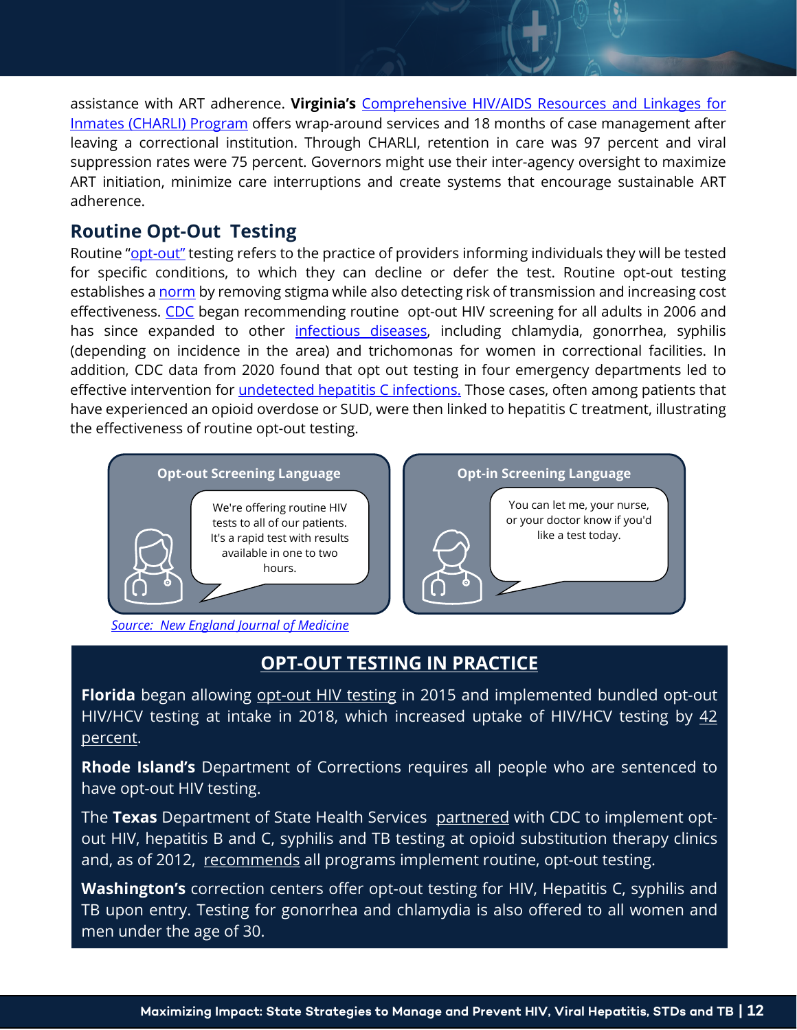assistance with ART adherence. **Virginia's** Comprehensive HIV/AIDS Resources and Linkages for Inmates (CHARLI) Program offers wrap-around services and 18 months of case management after leaving a correctional institution. Through CHARLI, retention in care was 97 percent and viral suppression rates were 75 percent. Governors might use their inter-agency oversight to maximize ART initiation, minimize care interruptions and create systems that encourage sustainable ART adherence.

## Routine Opt-Out Testing

Routine "opt-out" testing refers to the practice of providers informing individuals they will be tested for specific conditions, to which they can decline or defer the test. Routine opt-out testing establishes a norm by removing stigma while also detecting risk of transmission and increasing cost effectiveness. CDC began recommending routine opt-out HIV screening for all adults in 2006 and has since expanded to other infectious diseases, including chlamydia, gonorrhea, syphilis (depending on incidence in the area) and trichomonas for women in correctional facilities. In addition, CDC data from 2020 found that opt out testing in four emergency departments led to effective intervention for undetected hepatitis C infections. Those cases, often among patients that have experienced an opioid overdose or SUD, were then linked to hepatitis C treatment, illustrating the effectiveness of routine opt-out testing.

**Opt-out Screening Language**

We're offering routine HIV tests to all of our patients. It's a rapid test with results available in one to two hours.

**Opt-in Screening Language**

You can let me, your nurse, or your doctor know if you'd like a test today.

*Source: New England Journal of Medicine*

### OPT-OUT TESTING IN PRACTICE

**Florida** began allowing opt-out HIV testing in 2015 and implemented bundled opt-out HIV/HCV testing at intake in 2018, which increased uptake of HIV/HCV testing by 42 percent.

**Rhode Island's** Department of Corrections requires all people who are sentenced to have opt-out HIV testing.

The **Texas** Department of State Health Services partnered with CDC to implement opt-out HIV, hepatitis B and C, syphilis and TB testing at opioid substitution therapy clinics and, as of 2012, recommends all programs implement routine, opt-out testing.

**Washington's** correction centers offer opt-out testing for HIV, Hepatitis C, syphilis and TB upon entry. Testing for gonorrhea and chlamydia is also offered to all women and men under the age of 30.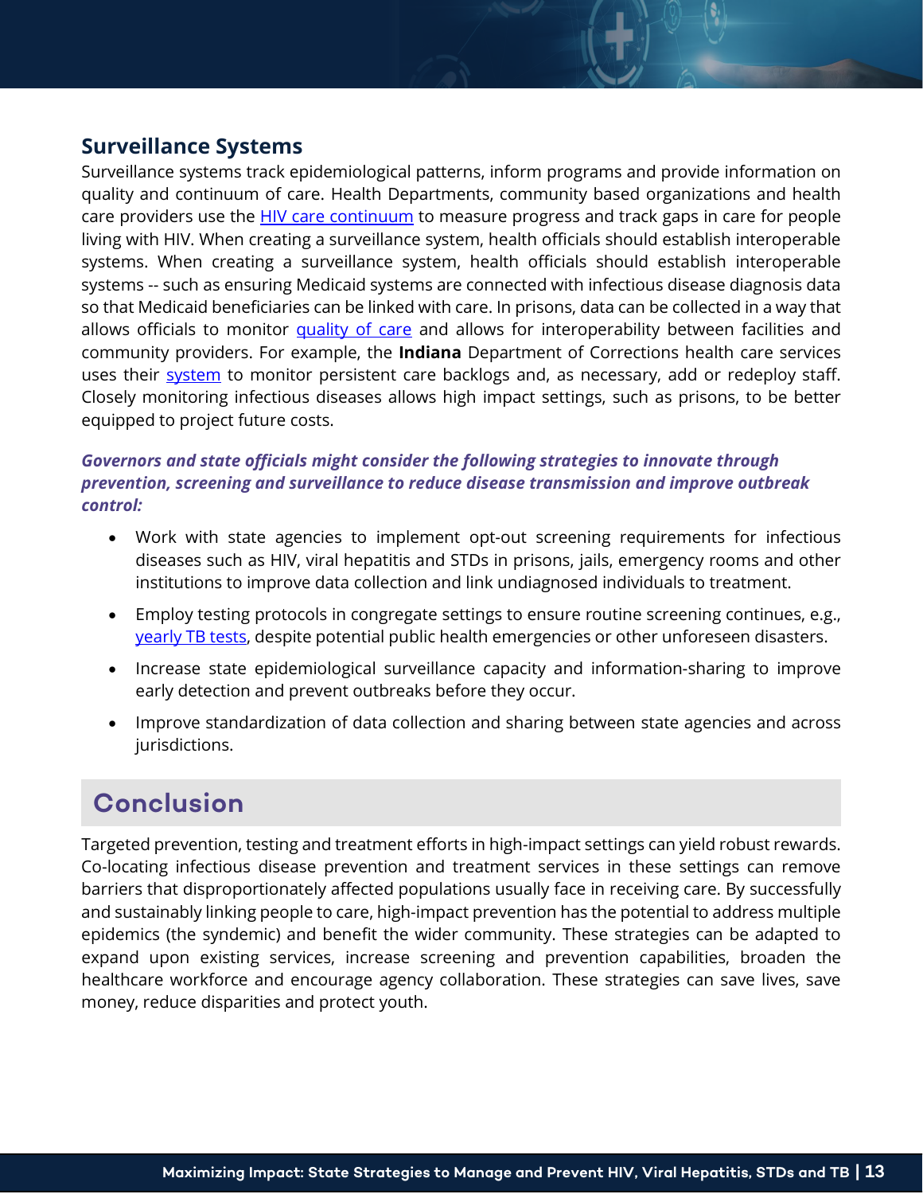## Surveillance Systems

Surveillance systems track epidemiological patterns, inform programs and provide information on quality and continuum of care. Health Departments, community based organizations and health care providers use the [HIV care continuum] to measure progress and track gaps in care for people living with HIV. When creating a surveillance system, health officials should establish interoperable systems. When creating a surveillance system, health officials should establish interoperable systems -- such as ensuring Medicaid systems are connected with infectious disease diagnosis data so that Medicaid beneficiaries can be linked with care. In prisons, data can be collected in a way that allows officials to monitor [quality of care] and allows for interoperability between facilities and community providers. For example, the **Indiana** Department of Corrections health care services uses their [system] to monitor persistent care backlogs and, as necessary, add or redeploy staff. Closely monitoring infectious diseases allows high impact settings, such as prisons, to be better equipped to project future costs.

***Governors and state officials might consider the following strategies to innovate through prevention, screening and surveillance to reduce disease transmission and improve outbreak control:***

- Work with state agencies to implement opt-out screening requirements for infectious diseases such as HIV, viral hepatitis and STDs in prisons, jails, emergency rooms and other institutions to improve data collection and link undiagnosed individuals to treatment.
- Employ testing protocols in congregate settings to ensure routine screening continues, e.g., [yearly TB tests], despite potential public health emergencies or other unforeseen disasters.
- Increase state epidemiological surveillance capacity and information-sharing to improve early detection and prevent outbreaks before they occur.
- Improve standardization of data collection and sharing between state agencies and across jurisdictions.

# Conclusion

Targeted prevention, testing and treatment efforts in high-impact settings can yield robust rewards. Co-locating infectious disease prevention and treatment services in these settings can remove barriers that disproportionately affected populations usually face in receiving care. By successfully and sustainably linking people to care, high-impact prevention has the potential to address multiple epidemics (the syndemic) and benefit the wider community. These strategies can be adapted to expand upon existing services, increase screening and prevention capabilities, broaden the healthcare workforce and encourage agency collaboration. These strategies can save lives, save money, reduce disparities and protect youth.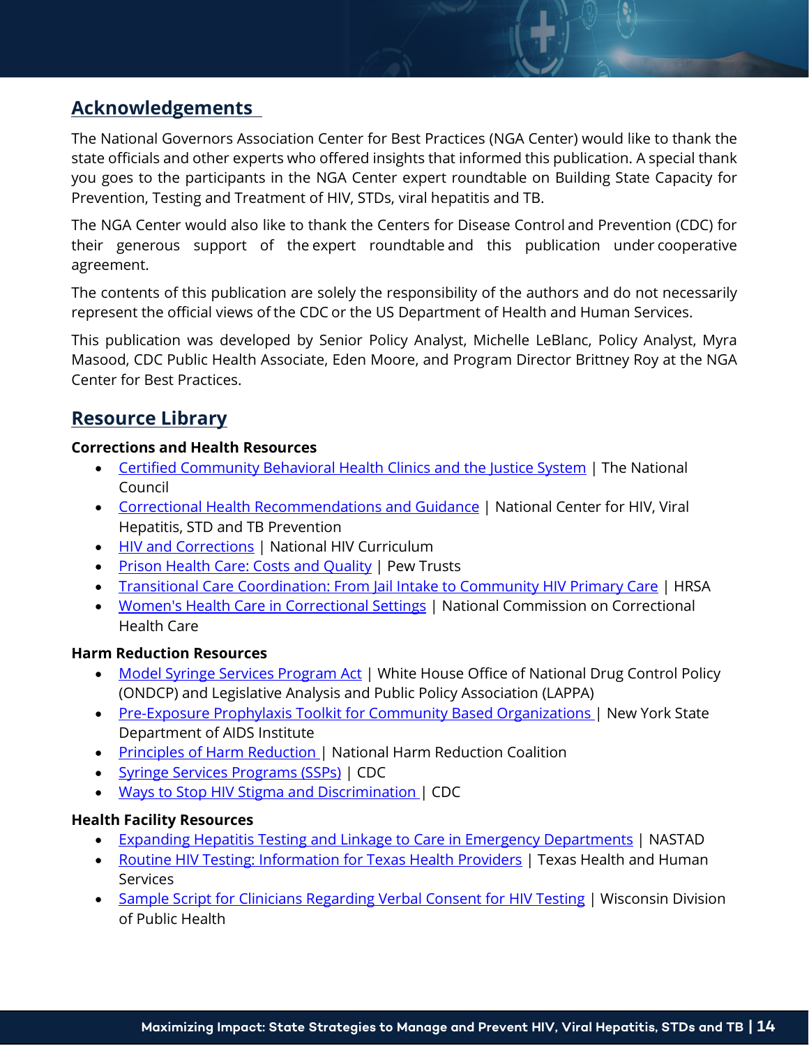## Acknowledgements

The National Governors Association Center for Best Practices (NGA Center) would like to thank the state officials and other experts who offered insights that informed this publication. A special thank you goes to the participants in the NGA Center expert roundtable on Building State Capacity for Prevention, Testing and Treatment of HIV, STDs, viral hepatitis and TB.

The NGA Center would also like to thank the Centers for Disease Control and Prevention (CDC) for their generous support of the expert roundtable and this publication under cooperative agreement.

The contents of this publication are solely the responsibility of the authors and do not necessarily represent the official views of the CDC or the US Department of Health and Human Services.

This publication was developed by Senior Policy Analyst, Michelle LeBlanc, Policy Analyst, Myra Masood, CDC Public Health Associate, Eden Moore, and Program Director Brittney Roy at the NGA Center for Best Practices.

## Resource Library

**Corrections and Health Resources**

- Certified Community Behavioral Health Clinics and the Justice System | The National Council
- Correctional Health Recommendations and Guidance | National Center for HIV, Viral Hepatitis, STD and TB Prevention
- HIV and Corrections | National HIV Curriculum
- Prison Health Care: Costs and Quality | Pew Trusts
- Transitional Care Coordination: From Jail Intake to Community HIV Primary Care | HRSA
- Women's Health Care in Correctional Settings | National Commission on Correctional Health Care

**Harm Reduction Resources**

- Model Syringe Services Program Act | White House Office of National Drug Control Policy (ONDCP) and Legislative Analysis and Public Policy Association (LAPPA)
- Pre-Exposure Prophylaxis Toolkit for Community Based Organizations | New York State Department of AIDS Institute
- Principles of Harm Reduction | National Harm Reduction Coalition
- Syringe Services Programs (SSPs) | CDC
- Ways to Stop HIV Stigma and Discrimination | CDC

**Health Facility Resources**

- Expanding Hepatitis Testing and Linkage to Care in Emergency Departments | NASTAD
- Routine HIV Testing: Information for Texas Health Providers | Texas Health and Human Services
- Sample Script for Clinicians Regarding Verbal Consent for HIV Testing | Wisconsin Division of Public Health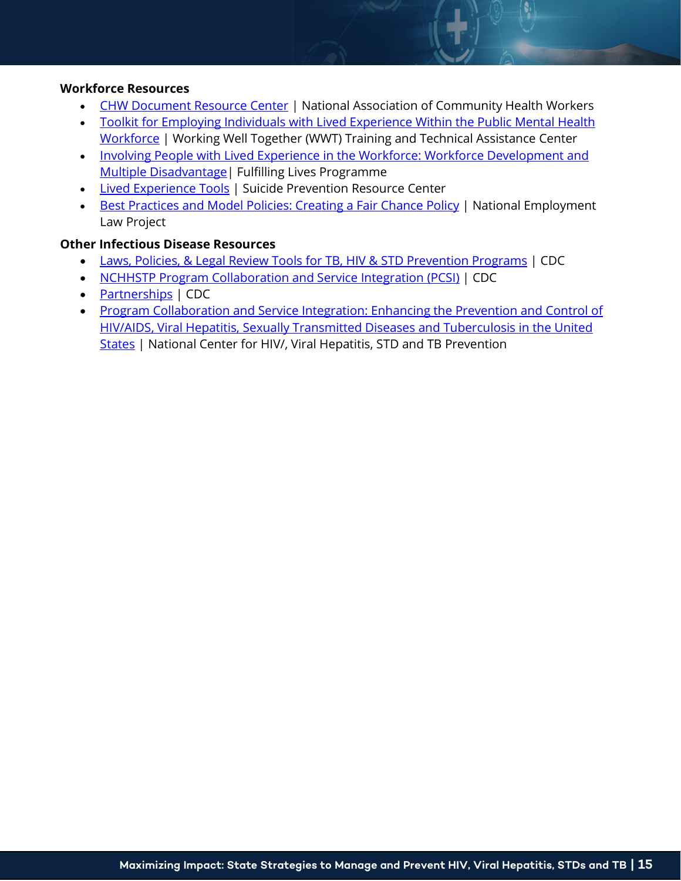**Workforce Resources**

- CHW Document Resource Center | National Association of Community Health Workers
- Toolkit for Employing Individuals with Lived Experience Within the Public Mental Health Workforce | Working Well Together (WWT) Training and Technical Assistance Center
- Involving People with Lived Experience in the Workforce: Workforce Development and Multiple Disadvantage| Fulfilling Lives Programme
- Lived Experience Tools | Suicide Prevention Resource Center
- Best Practices and Model Policies: Creating a Fair Chance Policy | National Employment Law Project

**Other Infectious Disease Resources**

- Laws, Policies, & Legal Review Tools for TB, HIV & STD Prevention Programs | CDC
- NCHHSTP Program Collaboration and Service Integration (PCSI) | CDC
- Partnerships | CDC
- Program Collaboration and Service Integration: Enhancing the Prevention and Control of HIV/AIDS, Viral Hepatitis, Sexually Transmitted Diseases and Tuberculosis in the United States | National Center for HIV/, Viral Hepatitis, STD and TB Prevention